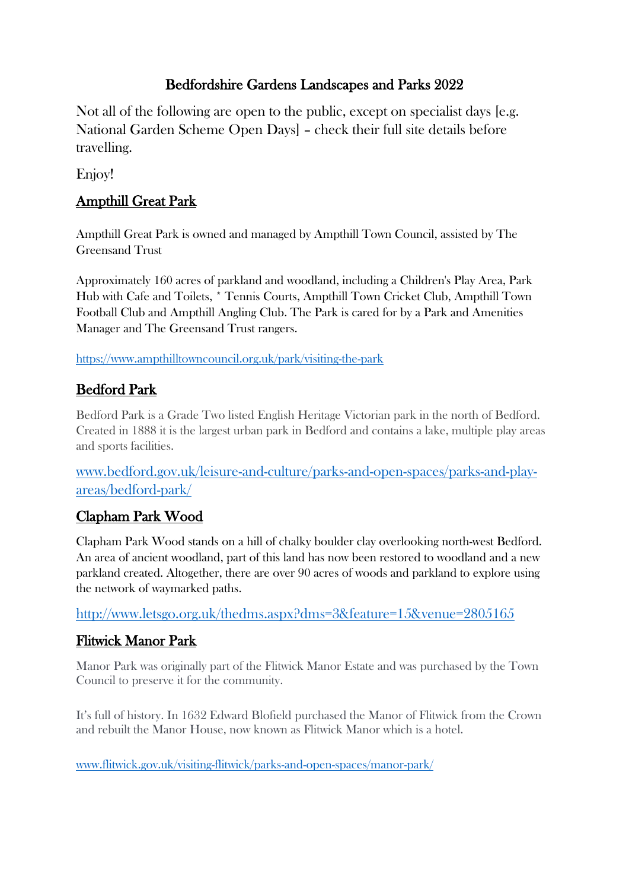# Bedfordshire Gardens Landscapes and Parks 2022

Not all of the following are open to the public, except on specialist days [e.g. National Garden Scheme Open Days] – check their full site details before travelling.

Enjoy!

## Ampthill Great Park

Ampthill Great Park is owned and managed by Ampthill Town Council, assisted by The Greensand Trust

Approximately 160 acres of parkland and woodland, including a Children's Play Area, Park Hub with Cafe and Toilets, * Tennis Courts, Ampthill Town Cricket Club, Ampthill Town Football Club and Ampthill Angling Club. The Park is cared for by a Park and Amenities Manager and The Greensand Trust rangers.

https://www.ampthilltowncouncil.org.uk/park/visiting-the-park

## Bedford Park

Bedford Park is a Grade Two listed English Heritage Victorian park in the north of Bedford. Created in 1888 it is the largest urban park in Bedford and contains a lake, multiple play areas and sports facilities.

www.bedford.gov.uk/leisure-and-culture/parks-and-open-spaces/parks-and-play-areas/bedford-park/

## Clapham Park Wood

Clapham Park Wood stands on a hill of chalky boulder clay overlooking north-west Bedford. An area of ancient woodland, part of this land has now been restored to woodland and a new parkland created. Altogether, there are over 90 acres of woods and parkland to explore using the network of waymarked paths.

http://www.letsgo.org.uk/thedms.aspx?dms=3&feature=15&venue=2805165

## Flitwick Manor Park

Manor Park was originally part of the Flitwick Manor Estate and was purchased by the Town Council to preserve it for the community.

It's full of history. In 1632 Edward Blofield purchased the Manor of Flitwick from the Crown and rebuilt the Manor House, now known as Flitwick Manor which is a hotel.

www.flitwick.gov.uk/visiting-flitwick/parks-and-open-spaces/manor-park/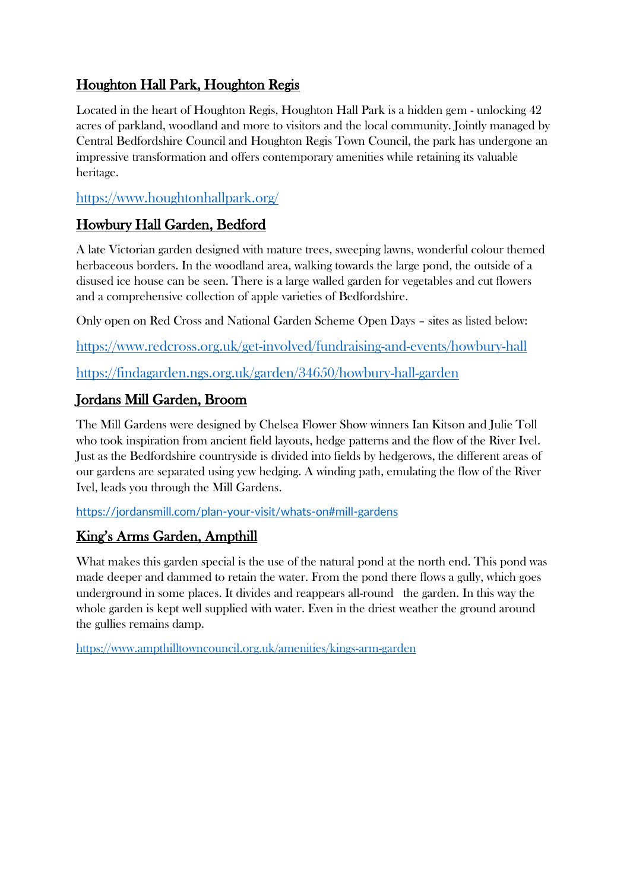## Houghton Hall Park, Houghton Regis

Located in the heart of Houghton Regis, Houghton Hall Park is a hidden gem - unlocking 42 acres of parkland, woodland and more to visitors and the local community. Jointly managed by Central Bedfordshire Council and Houghton Regis Town Council, the park has undergone an impressive transformation and offers contemporary amenities while retaining its valuable heritage.

https://www.houghtonhallpark.org/

## Howbury Hall Garden, Bedford

A late Victorian garden designed with mature trees, sweeping lawns, wonderful colour themed herbaceous borders. In the woodland area, walking towards the large pond, the outside of a disused ice house can be seen. There is a large walled garden for vegetables and cut flowers and a comprehensive collection of apple varieties of Bedfordshire.

Only open on Red Cross and National Garden Scheme Open Days – sites as listed below:

https://www.redcross.org.uk/get-involved/fundraising-and-events/howbury-hall

https://findagarden.ngs.org.uk/garden/34650/howbury-hall-garden

## Jordans Mill Garden, Broom

The Mill Gardens were designed by Chelsea Flower Show winners Ian Kitson and Julie Toll who took inspiration from ancient field layouts, hedge patterns and the flow of the River Ivel. Just as the Bedfordshire countryside is divided into fields by hedgerows, the different areas of our gardens are separated using yew hedging. A winding path, emulating the flow of the River Ivel, leads you through the Mill Gardens.

https://jordansmill.com/plan-your-visit/whats-on#mill-gardens

## King's Arms Garden, Ampthill

What makes this garden special is the use of the natural pond at the north end. This pond was made deeper and dammed to retain the water. From the pond there flows a gully, which goes underground in some places. It divides and reappears all-round the garden. In this way the whole garden is kept well supplied with water. Even in the driest weather the ground around the gullies remains damp.

https://www.ampthilltowncouncil.org.uk/amenities/kings-arm-garden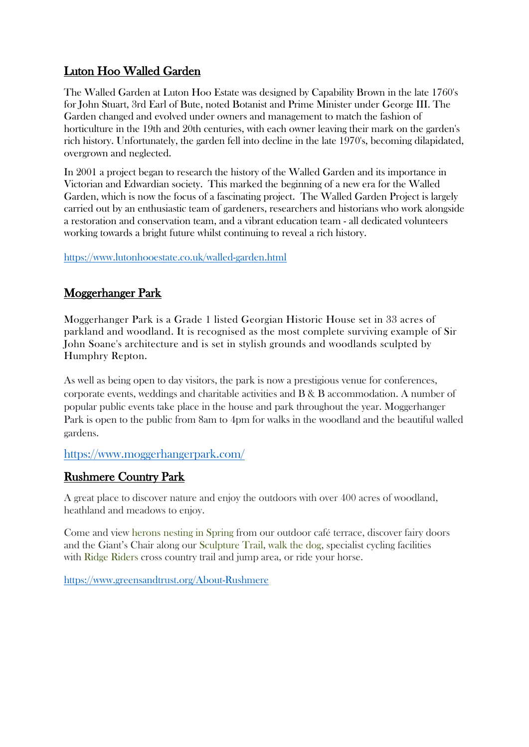## Luton Hoo Walled Garden

The Walled Garden at Luton Hoo Estate was designed by Capability Brown in the late 1760's for John Stuart, 3rd Earl of Bute, noted Botanist and Prime Minister under George III. The Garden changed and evolved under owners and management to match the fashion of horticulture in the 19th and 20th centuries, with each owner leaving their mark on the garden's rich history. Unfortunately, the garden fell into decline in the late 1970's, becoming dilapidated, overgrown and neglected.

In 2001 a project began to research the history of the Walled Garden and its importance in Victorian and Edwardian society. This marked the beginning of a new era for the Walled Garden, which is now the focus of a fascinating project. The Walled Garden Project is largely carried out by an enthusiastic team of gardeners, researchers and historians who work alongside a restoration and conservation team, and a vibrant education team - all dedicated volunteers working towards a bright future whilst continuing to reveal a rich history.

https://www.lutonhooestate.co.uk/walled-garden.html

## Moggerhanger Park

Moggerhanger Park is a Grade 1 listed Georgian Historic House set in 33 acres of parkland and woodland. It is recognised as the most complete surviving example of Sir John Soane's architecture and is set in stylish grounds and woodlands sculpted by Humphry Repton.

As well as being open to day visitors, the park is now a prestigious venue for conferences, corporate events, weddings and charitable activities and B & B accommodation. A number of popular public events take place in the house and park throughout the year. Moggerhanger Park is open to the public from 8am to 4pm for walks in the woodland and the beautiful walled gardens.

https://www.moggerhangerpark.com/

## Rushmere Country Park

A great place to discover nature and enjoy the outdoors with over 400 acres of woodland, heathland and meadows to enjoy.

Come and view herons nesting in Spring from our outdoor café terrace, discover fairy doors and the Giant's Chair along our Sculpture Trail, walk the dog, specialist cycling facilities with Ridge Riders cross country trail and jump area, or ride your horse.

https://www.greensandtrust.org/About-Rushmere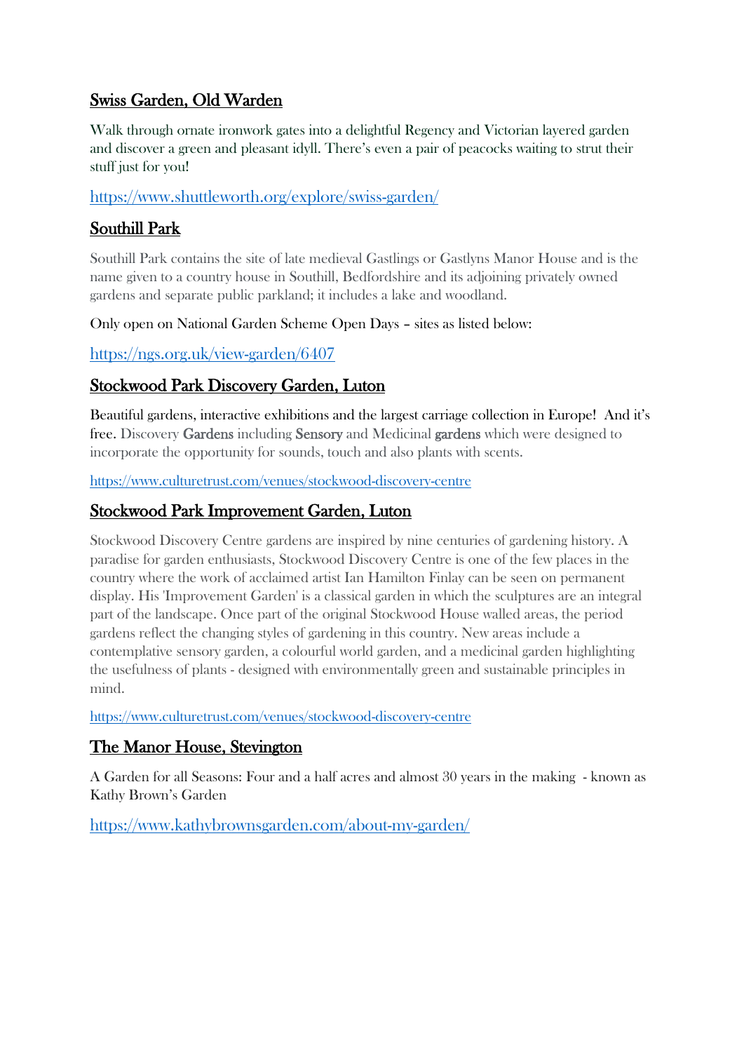## Swiss Garden, Old Warden

Walk through ornate ironwork gates into a delightful Regency and Victorian layered garden and discover a green and pleasant idyll. There's even a pair of peacocks waiting to strut their stuff just for you!

https://www.shuttleworth.org/explore/swiss-garden/

## Southill Park

Southill Park contains the site of late medieval Gastlings or Gastlyns Manor House and is the name given to a country house in Southill, Bedfordshire and its adjoining privately owned gardens and separate public parkland; it includes a lake and woodland.

Only open on National Garden Scheme Open Days – sites as listed below:

https://ngs.org.uk/view-garden/6407

## Stockwood Park Discovery Garden, Luton

Beautiful gardens, interactive exhibitions and the largest carriage collection in Europe! And it's free. Discovery Gardens including Sensory and Medicinal gardens which were designed to incorporate the opportunity for sounds, touch and also plants with scents.

https://www.culturetrust.com/venues/stockwood-discovery-centre

## Stockwood Park Improvement Garden, Luton

Stockwood Discovery Centre gardens are inspired by nine centuries of gardening history. A paradise for garden enthusiasts, Stockwood Discovery Centre is one of the few places in the country where the work of acclaimed artist Ian Hamilton Finlay can be seen on permanent display. His 'Improvement Garden' is a classical garden in which the sculptures are an integral part of the landscape. Once part of the original Stockwood House walled areas, the period gardens reflect the changing styles of gardening in this country. New areas include a contemplative sensory garden, a colourful world garden, and a medicinal garden highlighting the usefulness of plants - designed with environmentally green and sustainable principles in mind.

https://www.culturetrust.com/venues/stockwood-discovery-centre

## The Manor House, Stevington

A Garden for all Seasons: Four and a half acres and almost 30 years in the making - known as Kathy Brown's Garden

https://www.kathybrownsgarden.com/about-my-garden/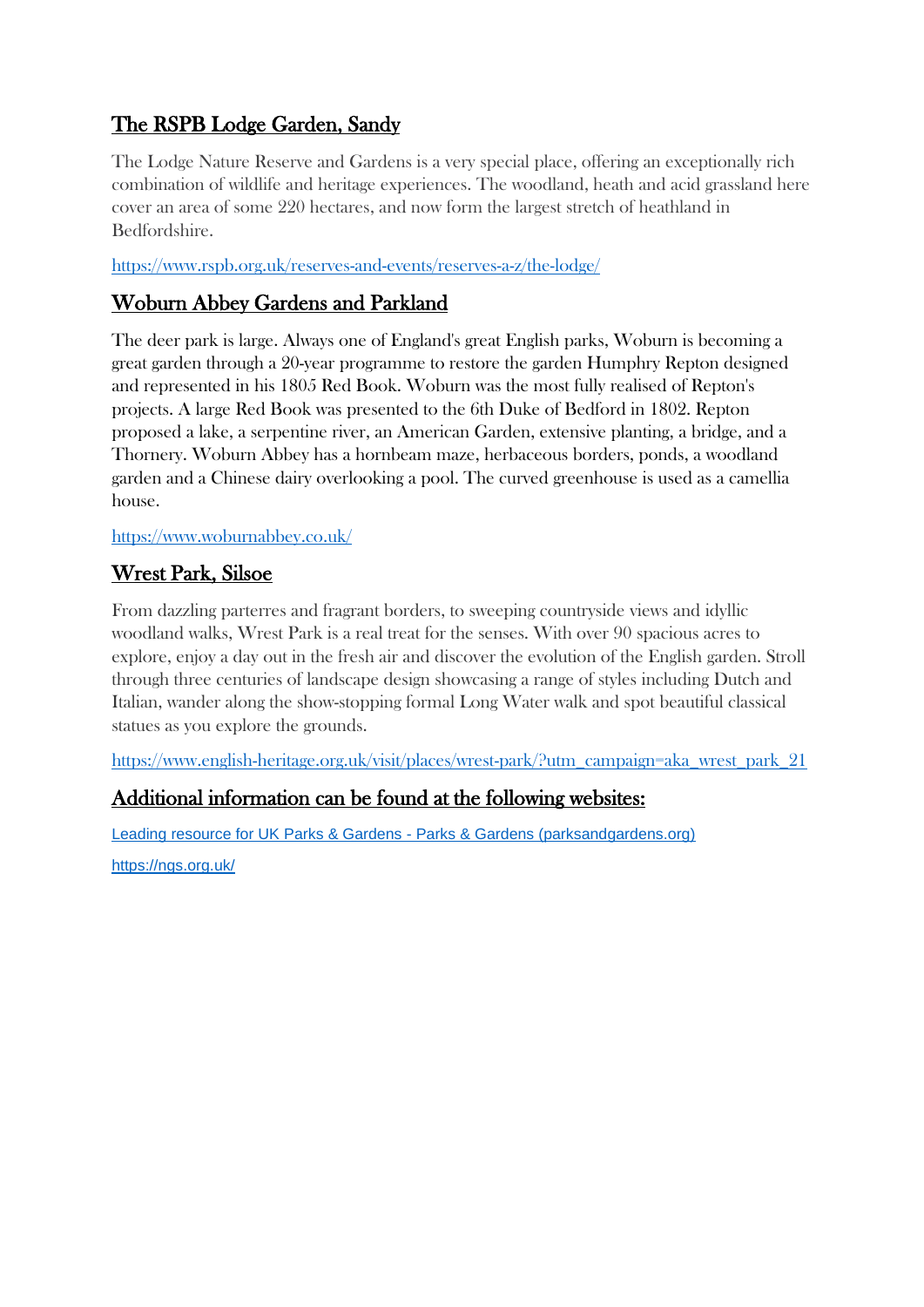## The RSPB Lodge Garden, Sandy

The Lodge Nature Reserve and Gardens is a very special place, offering an exceptionally rich combination of wildlife and heritage experiences. The woodland, heath and acid grassland here cover an area of some 220 hectares, and now form the largest stretch of heathland in Bedfordshire.

https://www.rspb.org.uk/reserves-and-events/reserves-a-z/the-lodge/

## Woburn Abbey Gardens and Parkland

The deer park is large. Always one of England's great English parks, Woburn is becoming a great garden through a 20-year programme to restore the garden Humphry Repton designed and represented in his 1805 Red Book. Woburn was the most fully realised of Repton's projects. A large Red Book was presented to the 6th Duke of Bedford in 1802. Repton proposed a lake, a serpentine river, an American Garden, extensive planting, a bridge, and a Thornery. Woburn Abbey has a hornbeam maze, herbaceous borders, ponds, a woodland garden and a Chinese dairy overlooking a pool. The curved greenhouse is used as a camellia house.

https://www.woburnabbey.co.uk/

## Wrest Park, Silsoe

From dazzling parterres and fragrant borders, to sweeping countryside views and idyllic woodland walks, Wrest Park is a real treat for the senses. With over 90 spacious acres to explore, enjoy a day out in the fresh air and discover the evolution of the English garden. Stroll through three centuries of landscape design showcasing a range of styles including Dutch and Italian, wander along the show-stopping formal Long Water walk and spot beautiful classical statues as you explore the grounds.

https://www.english-heritage.org.uk/visit/places/wrest-park/?utm_campaign=aka_wrest_park_21

## Additional information can be found at the following websites:

Leading resource for UK Parks & Gardens - Parks & Gardens (parksandgardens.org)

https://ngs.org.uk/